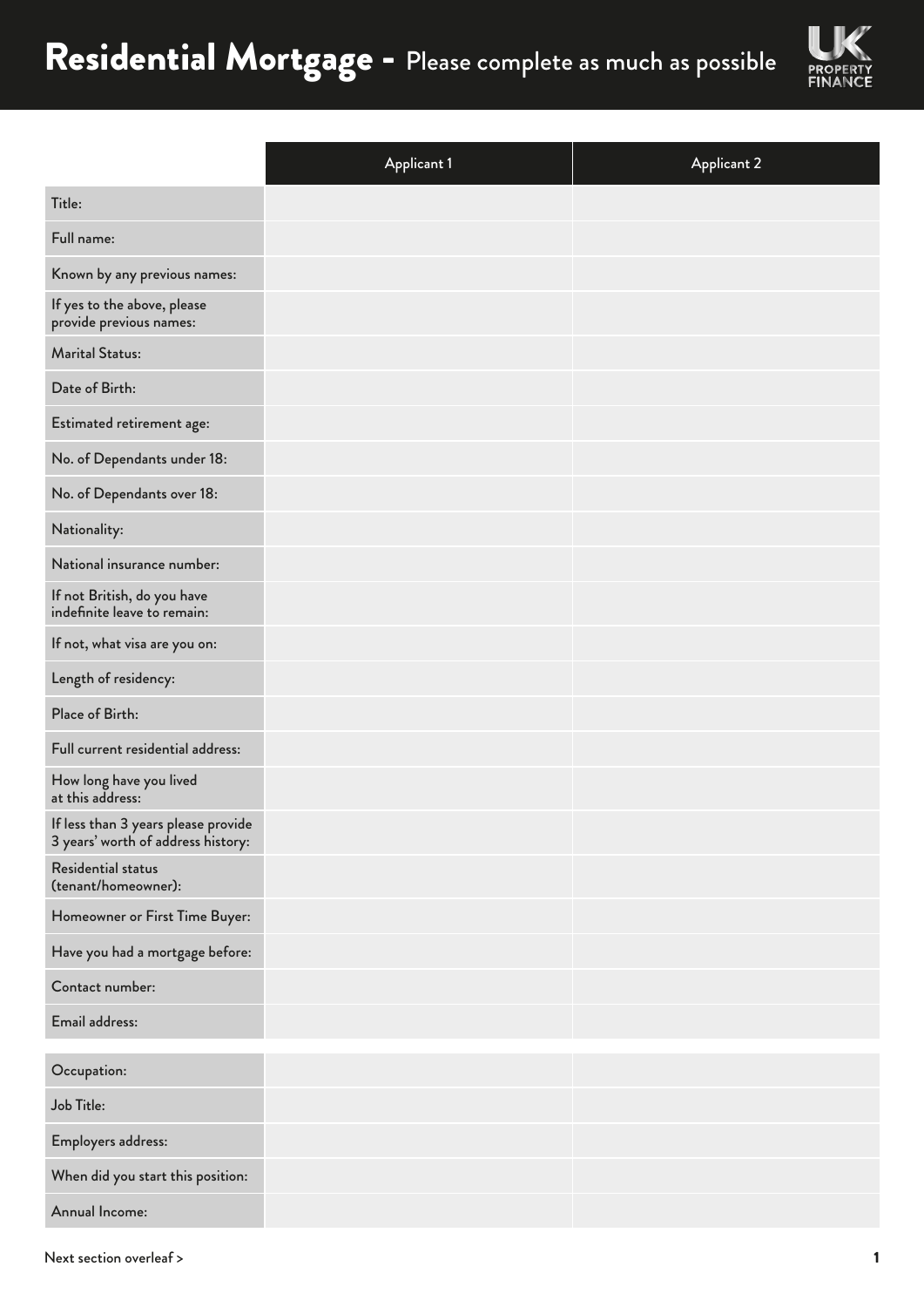# Residential Mortgage - Please complete as much as possible

UK PROPERTY FINANCE

| | Applicant 1 | Applicant 2 |
|---|---|---|
| Title: | | |
| Full name: | | |
| Known by any previous names: | | |
| If yes to the above, please provide previous names: | | |
| Marital Status: | | |
| Date of Birth: | | |
| Estimated retirement age: | | |
| No. of Dependants under 18: | | |
| No. of Dependants over 18: | | |
| Nationality: | | |
| National insurance number: | | |
| If not British, do you have indefinite leave to remain: | | |
| If not, what visa are you on: | | |
| Length of residency: | | |
| Place of Birth: | | |
| Full current residential address: | | |
| How long have you lived at this address: | | |
| If less than 3 years please provide 3 years' worth of address history: | | |
| Residential status (tenant/homeowner): | | |
| Homeowner or First Time Buyer: | | |
| Have you had a mortgage before: | | |
| Contact number: | | |
| Email address: | | |

| | | |
|---|---|---|
| Occupation: | | |
| Job Title: | | |
| Employers address: | | |
| When did you start this position: | | |
| Annual Income: | | |

Next section overleaf >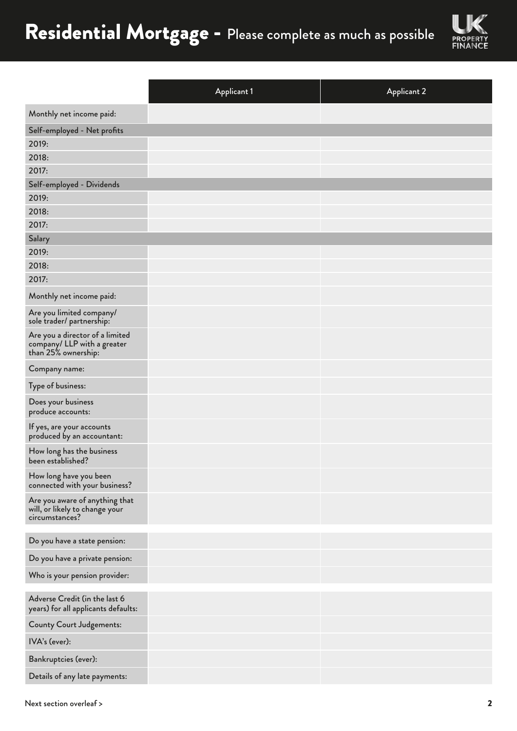# Residential Mortgage - Please complete as much as possible

| | Applicant 1 | Applicant 2 |
|---|---|---|
| Monthly net income paid: | | |
| **Self-employed - Net profits** | | |
| 2019: | | |
| 2018: | | |
| 2017: | | |
| **Self-employed - Dividends** | | |
| 2019: | | |
| 2018: | | |
| 2017: | | |
| **Salary** | | |
| 2019: | | |
| 2018: | | |
| 2017: | | |
| Monthly net income paid: | | |
| Are you limited company/ sole trader/ partnership: | | |
| Are you a director of a limited company/ LLP with a greater than 25% ownership: | | |
| Company name: | | |
| Type of business: | | |
| Does your business produce accounts: | | |
| If yes, are your accounts produced by an accountant: | | |
| How long has the business been established? | | |
| How long have you been connected with your business? | | |
| Are you aware of anything that will, or likely to change your circumstances? | | |

| | | |
|---|---|---|
| Do you have a state pension: | | |
| Do you have a private pension: | | |
| Who is your pension provider: | | |

| | | |
|---|---|---|
| Adverse Credit (in the last 6 years) for all applicants defaults: | | |
| County Court Judgements: | | |
| IVA's (ever): | | |
| Bankruptcies (ever): | | |
| Details of any late payments: | | |

Next section overleaf >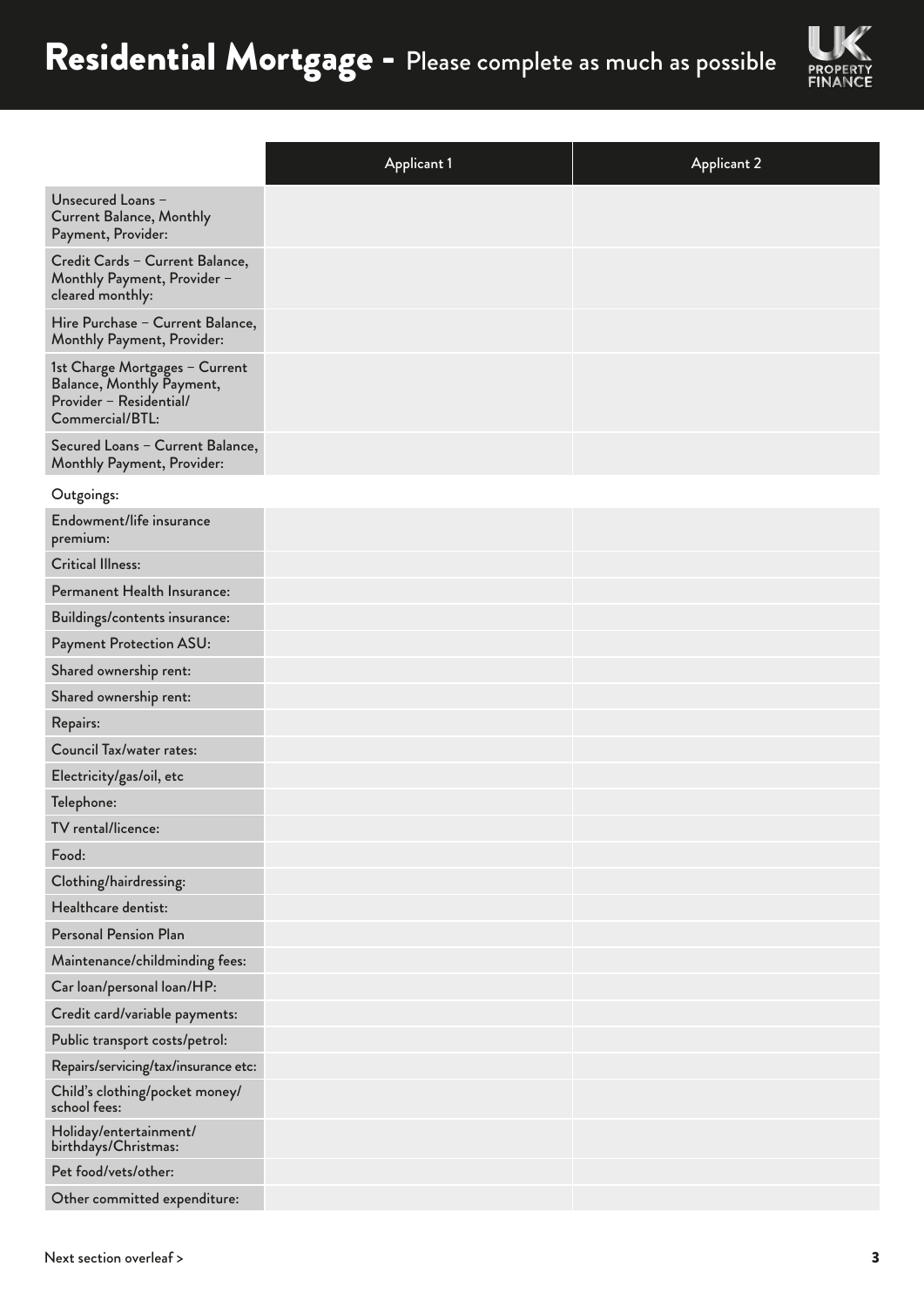# Residential Mortgage - Please complete as much as possible

| | Applicant 1 | Applicant 2 |
|---|---|---|
| Unsecured Loans – Current Balance, Monthly Payment, Provider: | | |
| Credit Cards – Current Balance, Monthly Payment, Provider – cleared monthly: | | |
| Hire Purchase – Current Balance, Monthly Payment, Provider: | | |
| 1st Charge Mortgages – Current Balance, Monthly Payment, Provider – Residential/ Commercial/BTL: | | |
| Secured Loans – Current Balance, Monthly Payment, Provider: | | |
| Outgoings: | | |
| Endowment/life insurance premium: | | |
| Critical Illness: | | |
| Permanent Health Insurance: | | |
| Buildings/contents insurance: | | |
| Payment Protection ASU: | | |
| Shared ownership rent: | | |
| Shared ownership rent: | | |
| Repairs: | | |
| Council Tax/water rates: | | |
| Electricity/gas/oil, etc | | |
| Telephone: | | |
| TV rental/licence: | | |
| Food: | | |
| Clothing/hairdressing: | | |
| Healthcare dentist: | | |
| Personal Pension Plan | | |
| Maintenance/childminding fees: | | |
| Car loan/personal loan/HP: | | |
| Credit card/variable payments: | | |
| Public transport costs/petrol: | | |
| Repairs/servicing/tax/insurance etc: | | |
| Child's clothing/pocket money/ school fees: | | |
| Holiday/entertainment/ birthdays/Christmas: | | |
| Pet food/vets/other: | | |
| Other committed expenditure: | | |

Next section overleaf >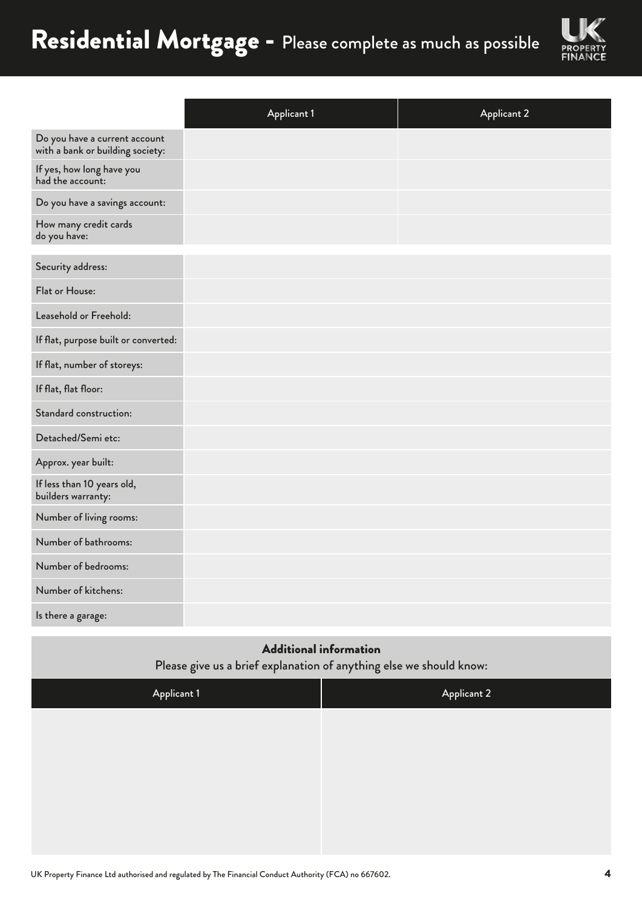# Residential Mortgage - Please complete as much as possible

UK PROPERTY FINANCE

| | Applicant 1 | Applicant 2 |
|---|---|---|
| Do you have a current account with a bank or building society: | | |
| If yes, how long have you had the account: | | |
| Do you have a savings account: | | |
| How many credit cards do you have: | | |

| | |
|---|---|
| Security address: | |
| Flat or House: | |
| Leasehold or Freehold: | |
| If flat, purpose built or converted: | |
| If flat, number of storeys: | |
| If flat, flat floor: | |
| Standard construction: | |
| Detached/Semi etc: | |
| Approx. year built: | |
| If less than 10 years old, builders warranty: | |
| Number of living rooms: | |
| Number of bathrooms: | |
| Number of bedrooms: | |
| Number of kitchens: | |
| Is there a garage: | |

**Additional information**

Please give us a brief explanation of anything else we should know:

| Applicant 1 | Applicant 2 |
|---|---|
| | |

UK Property Finance Ltd authorised and regulated by The Financial Conduct Authority (FCA) no 667602.